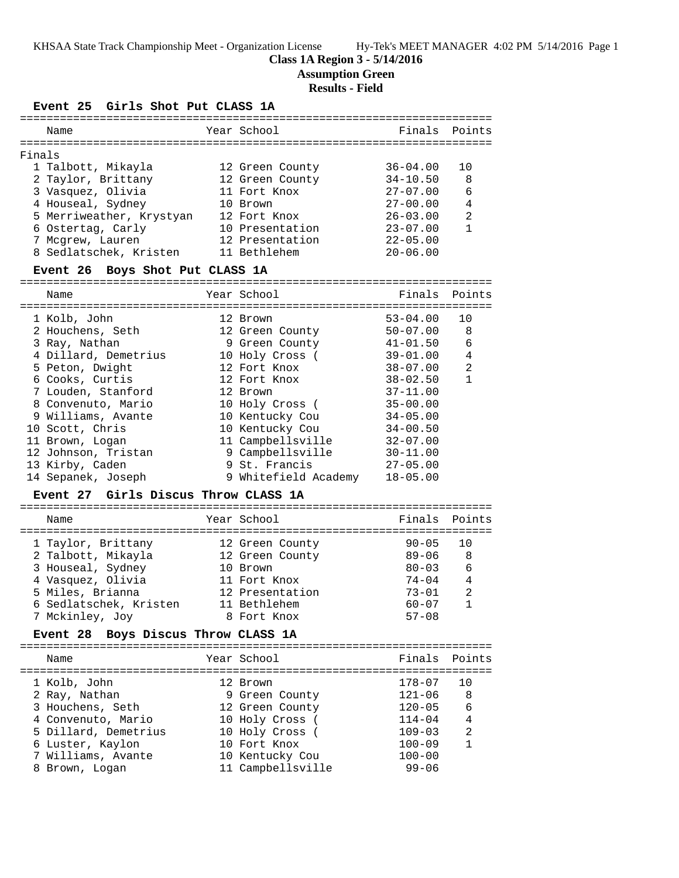KHSAA State Track Championship Meet - Organization License     Hy-Tek's MEET MANAGER 4:02 PM 5/14/2016

**Class 1A Region 3 - 5/14/2016**

**Assumption Green**

**Results - Field**

### Event 25 Girls Shot Put CLASS 1A

Finals

| Place | Name | Year | School | Finals | Points |
|---|---|---|---|---|---|
| 1 | Talbott, Mikayla | 12 | Green County | 36-04.00 | 10 |
| 2 | Taylor, Brittany | 12 | Green County | 34-10.50 | 8 |
| 3 | Vasquez, Olivia | 11 | Fort Knox | 27-07.00 | 6 |
| 4 | Houseal, Sydney | 10 | Brown | 27-00.00 | 4 |
| 5 | Merriweather, Krystyan | 12 | Fort Knox | 26-03.00 | 2 |
| 6 | Ostertag, Carly | 10 | Presentation | 23-07.00 | 1 |
| 7 | Mcgrew, Lauren | 12 | Presentation | 22-05.00 | |
| 8 | Sedlatschek, Kristen | 11 | Bethlehem | 20-06.00 | |

### Event 26 Boys Shot Put CLASS 1A

| Place | Name | Year | School | Finals | Points |
|---|---|---|---|---|---|
| 1 | Kolb, John | 12 | Brown | 53-04.00 | 10 |
| 2 | Houchens, Seth | 12 | Green County | 50-07.00 | 8 |
| 3 | Ray, Nathan | 9 | Green County | 41-01.50 | 6 |
| 4 | Dillard, Demetrius | 10 | Holy Cross ( | 39-01.00 | 4 |
| 5 | Peton, Dwight | 12 | Fort Knox | 38-07.00 | 2 |
| 6 | Cooks, Curtis | 12 | Fort Knox | 38-02.50 | 1 |
| 7 | Louden, Stanford | 12 | Brown | 37-11.00 | |
| 8 | Convenuto, Mario | 10 | Holy Cross ( | 35-00.00 | |
| 9 | Williams, Avante | 10 | Kentucky Cou | 34-05.00 | |
| 10 | Scott, Chris | 10 | Kentucky Cou | 34-00.50 | |
| 11 | Brown, Logan | 11 | Campbellsville | 32-07.00 | |
| 12 | Johnson, Tristan | 9 | Campbellsville | 30-11.00 | |
| 13 | Kirby, Caden | 9 | St. Francis | 27-05.00 | |
| 14 | Sepanek, Joseph | 9 | Whitefield Academy | 18-05.00 | |

### Event 27 Girls Discus Throw CLASS 1A

| Place | Name | Year | School | Finals | Points |
|---|---|---|---|---|---|
| 1 | Taylor, Brittany | 12 | Green County | 90-05 | 10 |
| 2 | Talbott, Mikayla | 12 | Green County | 89-06 | 8 |
| 3 | Houseal, Sydney | 10 | Brown | 80-03 | 6 |
| 4 | Vasquez, Olivia | 11 | Fort Knox | 74-04 | 4 |
| 5 | Miles, Brianna | 12 | Presentation | 73-01 | 2 |
| 6 | Sedlatschek, Kristen | 11 | Bethlehem | 60-07 | 1 |
| 7 | Mckinley, Joy | 8 | Fort Knox | 57-08 | |

### Event 28 Boys Discus Throw CLASS 1A

| Place | Name | Year | School | Finals | Points |
|---|---|---|---|---|---|
| 1 | Kolb, John | 12 | Brown | 178-07 | 10 |
| 2 | Ray, Nathan | 9 | Green County | 121-06 | 8 |
| 3 | Houchens, Seth | 12 | Green County | 120-05 | 6 |
| 4 | Convenuto, Mario | 10 | Holy Cross ( | 114-04 | 4 |
| 5 | Dillard, Demetrius | 10 | Holy Cross ( | 109-03 | 2 |
| 6 | Luster, Kaylon | 10 | Fort Knox | 100-09 | 1 |
| 7 | Williams, Avante | 10 | Kentucky Cou | 100-00 | |
| 8 | Brown, Logan | 11 | Campbellsville | 99-06 | |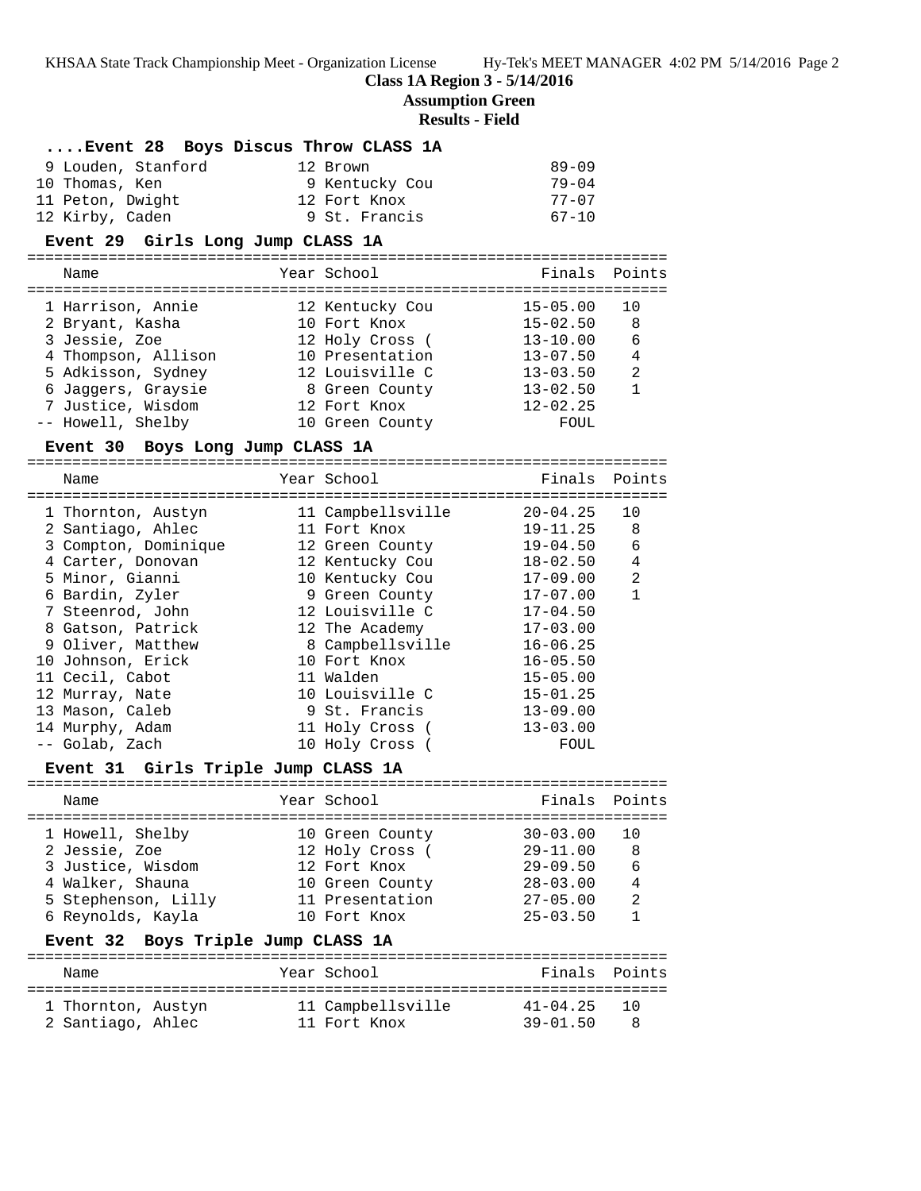## Class 1A Region 3 - 5/14/2016

## Assumption Green

## Results - Field

### ....Event 28 Boys Discus Throw CLASS 1A

| Place | Name | Year | School | Finals |
|---|---|---|---|---|
| 9 | Louden, Stanford | 12 | Brown | 89-09 |
| 10 | Thomas, Ken | 9 | Kentucky Cou | 79-04 |
| 11 | Peton, Dwight | 12 | Fort Knox | 77-07 |
| 12 | Kirby, Caden | 9 | St. Francis | 67-10 |

### Event 29 Girls Long Jump CLASS 1A

| Place | Name | Year | School | Finals | Points |
|---|---|---|---|---|---|
| 1 | Harrison, Annie | 12 | Kentucky Cou | 15-05.00 | 10 |
| 2 | Bryant, Kasha | 10 | Fort Knox | 15-02.50 | 8 |
| 3 | Jessie, Zoe | 12 | Holy Cross ( | 13-10.00 | 6 |
| 4 | Thompson, Allison | 10 | Presentation | 13-07.50 | 4 |
| 5 | Adkisson, Sydney | 12 | Louisville C | 13-03.50 | 2 |
| 6 | Jaggers, Graysie | 8 | Green County | 13-02.50 | 1 |
| 7 | Justice, Wisdom | 12 | Fort Knox | 12-02.25 | |
| -- | Howell, Shelby | 10 | Green County | FOUL | |

### Event 30 Boys Long Jump CLASS 1A

| Place | Name | Year | School | Finals | Points |
|---|---|---|---|---|---|
| 1 | Thornton, Austyn | 11 | Campbellsville | 20-04.25 | 10 |
| 2 | Santiago, Ahlec | 11 | Fort Knox | 19-11.25 | 8 |
| 3 | Compton, Dominique | 12 | Green County | 19-04.50 | 6 |
| 4 | Carter, Donovan | 12 | Kentucky Cou | 18-02.50 | 4 |
| 5 | Minor, Gianni | 10 | Kentucky Cou | 17-09.00 | 2 |
| 6 | Bardin, Zyler | 9 | Green County | 17-07.00 | 1 |
| 7 | Steenrod, John | 12 | Louisville C | 17-04.50 | |
| 8 | Gatson, Patrick | 12 | The Academy | 17-03.00 | |
| 9 | Oliver, Matthew | 8 | Campbellsville | 16-06.25 | |
| 10 | Johnson, Erick | 10 | Fort Knox | 16-05.50 | |
| 11 | Cecil, Cabot | 11 | Walden | 15-05.00 | |
| 12 | Murray, Nate | 10 | Louisville C | 15-01.25 | |
| 13 | Mason, Caleb | 9 | St. Francis | 13-09.00 | |
| 14 | Murphy, Adam | 11 | Holy Cross ( | 13-03.00 | |
| -- | Golab, Zach | 10 | Holy Cross ( | FOUL | |

### Event 31 Girls Triple Jump CLASS 1A

| Place | Name | Year | School | Finals | Points |
|---|---|---|---|---|---|
| 1 | Howell, Shelby | 10 | Green County | 30-03.00 | 10 |
| 2 | Jessie, Zoe | 12 | Holy Cross ( | 29-11.00 | 8 |
| 3 | Justice, Wisdom | 12 | Fort Knox | 29-09.50 | 6 |
| 4 | Walker, Shauna | 10 | Green County | 28-03.00 | 4 |
| 5 | Stephenson, Lilly | 11 | Presentation | 27-05.00 | 2 |
| 6 | Reynolds, Kayla | 10 | Fort Knox | 25-03.50 | 1 |

### Event 32 Boys Triple Jump CLASS 1A

| Place | Name | Year | School | Finals | Points |
|---|---|---|---|---|---|
| 1 | Thornton, Austyn | 11 | Campbellsville | 41-04.25 | 10 |
| 2 | Santiago, Ahlec | 11 | Fort Knox | 39-01.50 | 8 |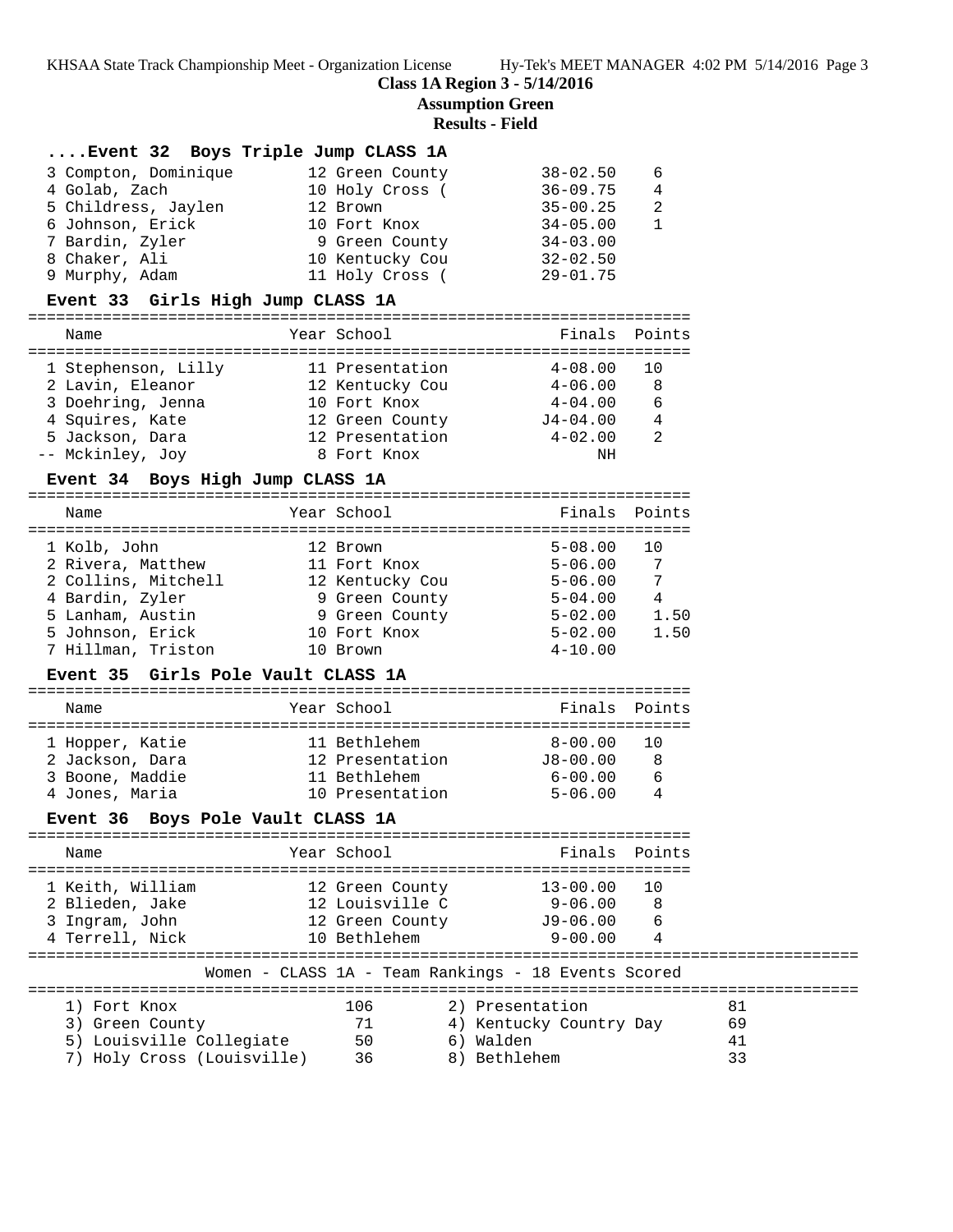**Class 1A Region 3 - 5/14/2016**

**Assumption Green**

**Results - Field**

### ....Event 32 Boys Triple Jump CLASS 1A

| Place | Name | Year | School | Finals | Points |
|---|---|---|---|---|---|
| 3 | Compton, Dominique | 12 | Green County | 38-02.50 | 6 |
| 4 | Golab, Zach | 10 | Holy Cross ( | 36-09.75 | 4 |
| 5 | Childress, Jaylen | 12 | Brown | 35-00.25 | 2 |
| 6 | Johnson, Erick | 10 | Fort Knox | 34-05.00 | 1 |
| 7 | Bardin, Zyler | 9 | Green County | 34-03.00 | |
| 8 | Chaker, Ali | 10 | Kentucky Cou | 32-02.50 | |
| 9 | Murphy, Adam | 11 | Holy Cross ( | 29-01.75 | |

### Event 33 Girls High Jump CLASS 1A

| Place | Name | Year | School | Finals | Points |
|---|---|---|---|---|---|
| 1 | Stephenson, Lilly | 11 | Presentation | 4-08.00 | 10 |
| 2 | Lavin, Eleanor | 12 | Kentucky Cou | 4-06.00 | 8 |
| 3 | Doehring, Jenna | 10 | Fort Knox | 4-04.00 | 6 |
| 4 | Squires, Kate | 12 | Green County | J4-04.00 | 4 |
| 5 | Jackson, Dara | 12 | Presentation | 4-02.00 | 2 |
| -- | Mckinley, Joy | 8 | Fort Knox | NH | |

### Event 34 Boys High Jump CLASS 1A

| Place | Name | Year | School | Finals | Points |
|---|---|---|---|---|---|
| 1 | Kolb, John | 12 | Brown | 5-08.00 | 10 |
| 2 | Rivera, Matthew | 11 | Fort Knox | 5-06.00 | 7 |
| 2 | Collins, Mitchell | 12 | Kentucky Cou | 5-06.00 | 7 |
| 4 | Bardin, Zyler | 9 | Green County | 5-04.00 | 4 |
| 5 | Lanham, Austin | 9 | Green County | 5-02.00 | 1.50 |
| 5 | Johnson, Erick | 10 | Fort Knox | 5-02.00 | 1.50 |
| 7 | Hillman, Triston | 10 | Brown | 4-10.00 | |

### Event 35 Girls Pole Vault CLASS 1A

| Place | Name | Year | School | Finals | Points |
|---|---|---|---|---|---|
| 1 | Hopper, Katie | 11 | Bethlehem | 8-00.00 | 10 |
| 2 | Jackson, Dara | 12 | Presentation | J8-00.00 | 8 |
| 3 | Boone, Maddie | 11 | Bethlehem | 6-00.00 | 6 |
| 4 | Jones, Maria | 10 | Presentation | 5-06.00 | 4 |

### Event 36 Boys Pole Vault CLASS 1A

| Place | Name | Year | School | Finals | Points |
|---|---|---|---|---|---|
| 1 | Keith, William | 12 | Green County | 13-00.00 | 10 |
| 2 | Blieden, Jake | 12 | Louisville C | 9-06.00 | 8 |
| 3 | Ingram, John | 12 | Green County | J9-06.00 | 6 |
| 4 | Terrell, Nick | 10 | Bethlehem | 9-00.00 | 4 |

### Women - CLASS 1A - Team Rankings - 18 Events Scored

| Rank | Team | Points | Rank | Team | Points |
|---|---|---|---|---|---|
| 1) | Fort Knox | 106 | 2) | Presentation | 81 |
| 3) | Green County | 71 | 4) | Kentucky Country Day | 69 |
| 5) | Louisville Collegiate | 50 | 6) | Walden | 41 |
| 7) | Holy Cross (Louisville) | 36 | 8) | Bethlehem | 33 |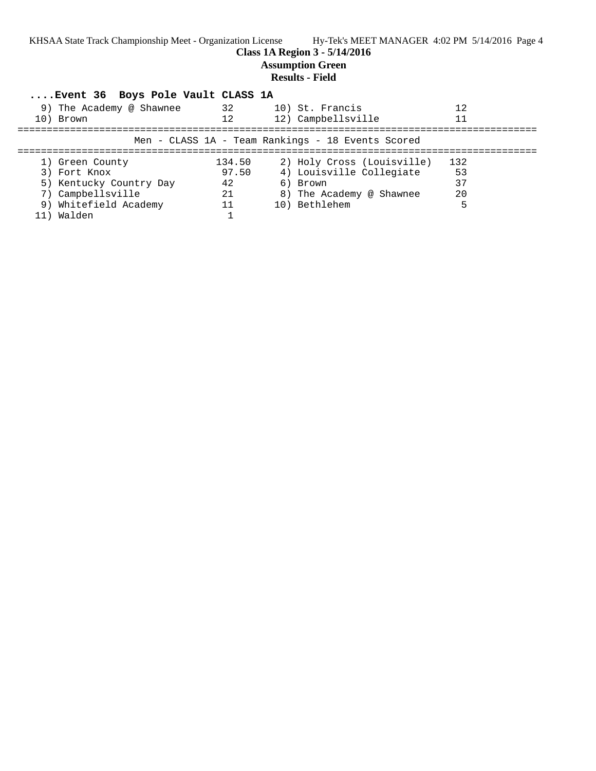**Class 1A Region 3 - 5/14/2016**

**Assumption Green**

**Results - Field**

### ....Event 36 Boys Pole Vault CLASS 1A

| | | | |
|---|---|---|---|
| 9) The Academy @ Shawnee | 32 | 10) St. Francis | 12 |
| 10) Brown | 12 | 12) Campbellsville | 11 |

### Men - CLASS 1A - Team Rankings - 18 Events Scored

| | | | |
|---|---|---|---|
| 1) Green County | 134.50 | 2) Holy Cross (Louisville) | 132 |
| 3) Fort Knox | 97.50 | 4) Louisville Collegiate | 53 |
| 5) Kentucky Country Day | 42 | 6) Brown | 37 |
| 7) Campbellsville | 21 | 8) The Academy @ Shawnee | 20 |
| 9) Whitefield Academy | 11 | 10) Bethlehem | 5 |
| 11) Walden | 1 | | |